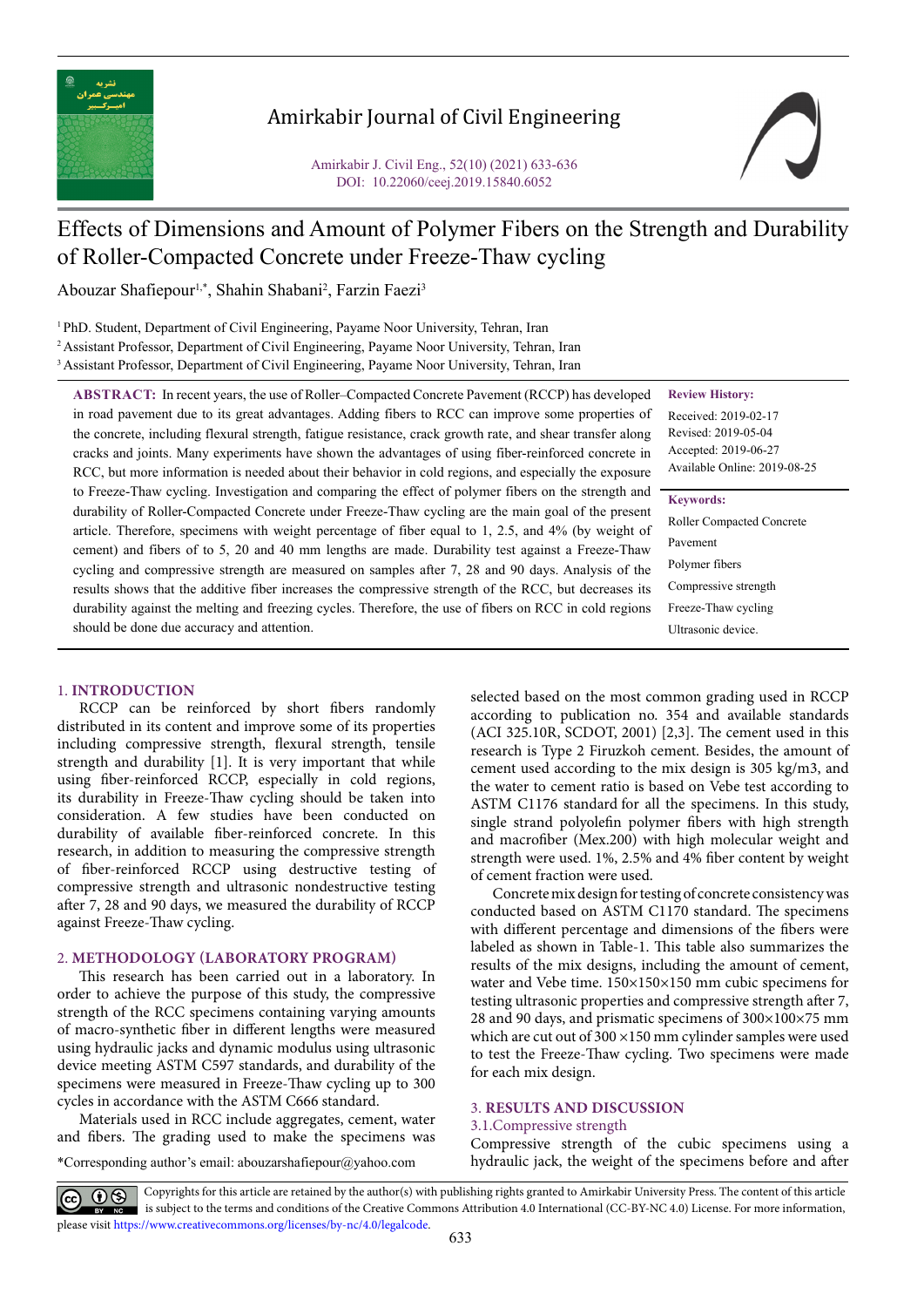# Effects of Dimensions and Amount of Polymer Fibers on the Strength and Durability of Roller-Compacted Concrete under Freeze-Thaw cycling

Abouzar Shafiepour[1,*], Shahin Shabani[2], Farzin Faezi[3]

[1] PhD. Student, Department of Civil Engineering, Payame Noor University, Tehran, Iran
[2] Assistant Professor, Department of Civil Engineering, Payame Noor University, Tehran, Iran
[3] Assistant Professor, Department of Civil Engineering, Payame Noor University, Tehran, Iran

**ABSTRACT:** In recent years, the use of Roller–Compacted Concrete Pavement (RCCP) has developed in road pavement due to its great advantages. Adding fibers to RCC can improve some properties of the concrete, including flexural strength, fatigue resistance, crack growth rate, and shear transfer along cracks and joints. Many experiments have shown the advantages of using fiber-reinforced concrete in RCC, but more information is needed about their behavior in cold regions, and especially the exposure to Freeze-Thaw cycling. Investigation and comparing the effect of polymer fibers on the strength and durability of Roller-Compacted Concrete under Freeze-Thaw cycling are the main goal of the present article. Therefore, specimens with weight percentage of fiber equal to 1, 2.5, and 4% (by weight of cement) and fibers of to 5, 20 and 40 mm lengths are made. Durability test against a Freeze-Thaw cycling and compressive strength are measured on samples after 7, 28 and 90 days. Analysis of the results shows that the additive fiber increases the compressive strength of the RCC, but decreases its durability against the melting and freezing cycles. Therefore, the use of fibers on RCC in cold regions should be done due accuracy and attention.

**Review History:**

Received: 2019-02-17
Revised: 2019-05-04
Accepted: 2019-06-27
Available Online: 2019-08-25

**Keywords:**

Roller Compacted Concrete
Pavement
Polymer fibers
Compressive strength
Freeze-Thaw cycling
Ultrasonic device.

## 1. INTRODUCTION

RCCP can be reinforced by short fibers randomly distributed in its content and improve some of its properties including compressive strength, flexural strength, tensile strength and durability [1]. It is very important that while using fiber-reinforced RCCP, especially in cold regions, its durability in Freeze-Thaw cycling should be taken into consideration. A few studies have been conducted on durability of available fiber-reinforced concrete. In this research, in addition to measuring the compressive strength of fiber-reinforced RCCP using destructive testing of compressive strength and ultrasonic nondestructive testing after 7, 28 and 90 days, we measured the durability of RCCP against Freeze-Thaw cycling.

## 2. METHODOLOGY (LABORATORY PROGRAM)

This research has been carried out in a laboratory. In order to achieve the purpose of this study, the compressive strength of the RCC specimens containing varying amounts of macro-synthetic fiber in different lengths were measured using hydraulic jacks and dynamic modulus using ultrasonic device meeting ASTM C597 standards, and durability of the specimens were measured in Freeze-Thaw cycling up to 300 cycles in accordance with the ASTM C666 standard.

Materials used in RCC include aggregates, cement, water and fibers. The grading used to make the specimens was selected based on the most common grading used in RCCP according to publication no. 354 and available standards (ACI 325.10R, SCDOT, 2001) [2,3]. The cement used in this research is Type 2 Firuzkoh cement. Besides, the amount of cement used according to the mix design is 305 kg/m3, and the water to cement ratio is based on Vebe test according to ASTM C1176 standard for all the specimens. In this study, single strand polyolefin polymer fibers with high strength and macrofiber (Mex.200) with high molecular weight and strength were used. 1%, 2.5% and 4% fiber content by weight of cement fraction were used.

Concrete mix design for testing of concrete consistency was conducted based on ASTM C1170 standard. The specimens with different percentage and dimensions of the fibers were labeled as shown in Table-1. This table also summarizes the results of the mix designs, including the amount of cement, water and Vebe time. 150×150×150 mm cubic specimens for testing ultrasonic properties and compressive strength after 7, 28 and 90 days, and prismatic specimens of 300×100×75 mm which are cut out of 300 ×150 mm cylinder samples were used to test the Freeze-Thaw cycling. Two specimens were made for each mix design.

## 3. RESULTS AND DISCUSSION

### 3.1.Compressive strength

Compressive strength of the cubic specimens using a hydraulic jack, the weight of the specimens before and after

*Corresponding author's email: abouzarshafiepour@yahoo.com

Copyrights for this article are retained by the author(s) with publishing rights granted to Amirkabir University Press. The content of this article is subject to the terms and conditions of the Creative Commons Attribution 4.0 International (CC-BY-NC 4.0) License. For more information, please visit https://www.creativecommons.org/licenses/by-nc/4.0/legalcode.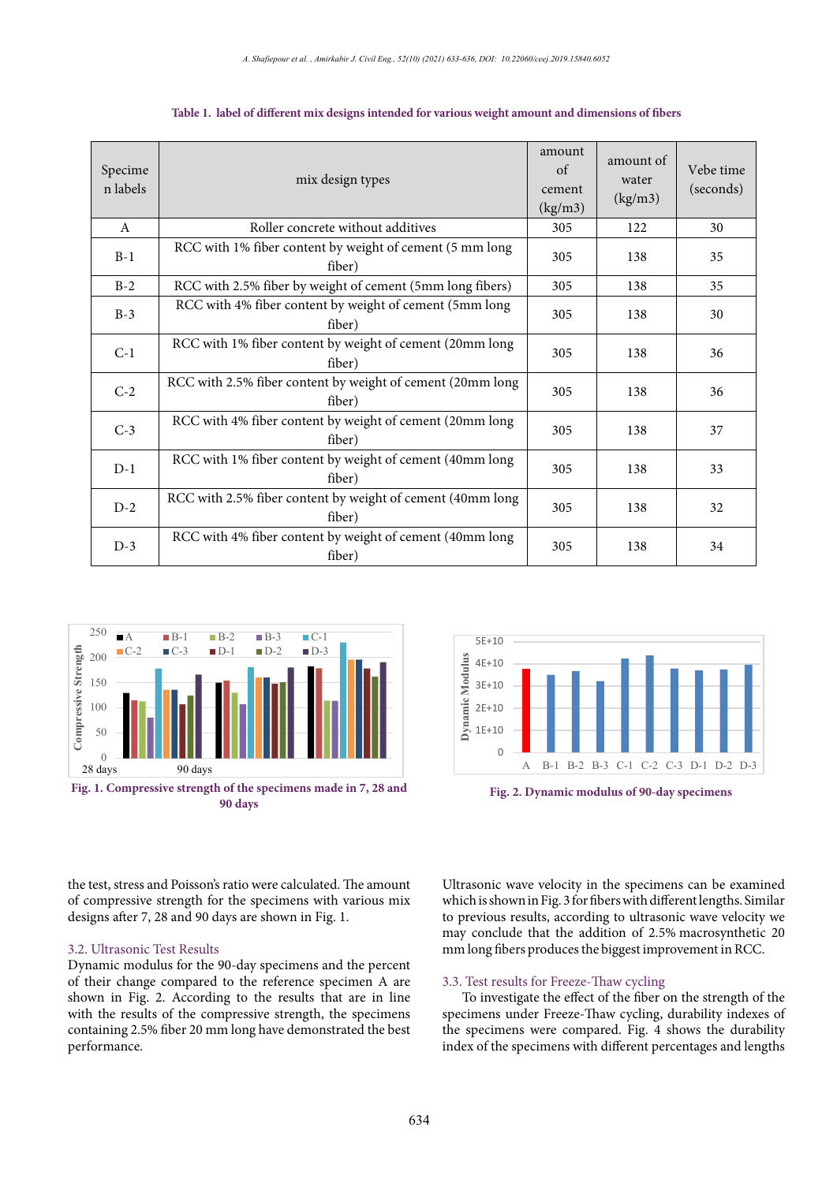Table 1. label of different mix designs intended for various weight amount and dimensions of fibers

| Specimen labels | mix design types | amount of cement (kg/m3) | amount of water (kg/m3) | Vebe time (seconds) |
|---|---|---|---|---|
| A | Roller concrete without additives | 305 | 122 | 30 |
| B-1 | RCC with 1% fiber content by weight of cement (5 mm long fiber) | 305 | 138 | 35 |
| B-2 | RCC with 2.5% fiber by weight of cement (5mm long fibers) | 305 | 138 | 35 |
| B-3 | RCC with 4% fiber content by weight of cement (5mm long fiber) | 305 | 138 | 30 |
| C-1 | RCC with 1% fiber content by weight of cement (20mm long fiber) | 305 | 138 | 36 |
| C-2 | RCC with 2.5% fiber content by weight of cement (20mm long fiber) | 305 | 138 | 36 |
| C-3 | RCC with 4% fiber content by weight of cement (20mm long fiber) | 305 | 138 | 37 |
| D-1 | RCC with 1% fiber content by weight of cement (40mm long fiber) | 305 | 138 | 33 |
| D-2 | RCC with 2.5% fiber content by weight of cement (40mm long fiber) | 305 | 138 | 32 |
| D-3 | RCC with 4% fiber content by weight of cement (40mm long fiber) | 305 | 138 | 34 |

Fig. 1. Compressive strength of the specimens made in 7, 28 and 90 days

Fig. 2. Dynamic modulus of 90-day specimens

the test, stress and Poisson's ratio were calculated. The amount of compressive strength for the specimens with various mix designs after 7, 28 and 90 days are shown in Fig. 1.

### 3.2. Ultrasonic Test Results

Dynamic modulus for the 90-day specimens and the percent of their change compared to the reference specimen A are shown in Fig. 2. According to the results that are in line with the results of the compressive strength, the specimens containing 2.5% fiber 20 mm long have demonstrated the best performance.

Ultrasonic wave velocity in the specimens can be examined which is shown in Fig. 3 for fibers with different lengths. Similar to previous results, according to ultrasonic wave velocity we may conclude that the addition of 2.5% macrosynthetic 20 mm long fibers produces the biggest improvement in RCC.

### 3.3. Test results for Freeze-Thaw cycling

To investigate the effect of the fiber on the strength of the specimens under Freeze-Thaw cycling, durability indexes of the specimens were compared. Fig. 4 shows the durability index of the specimens with different percentages and lengths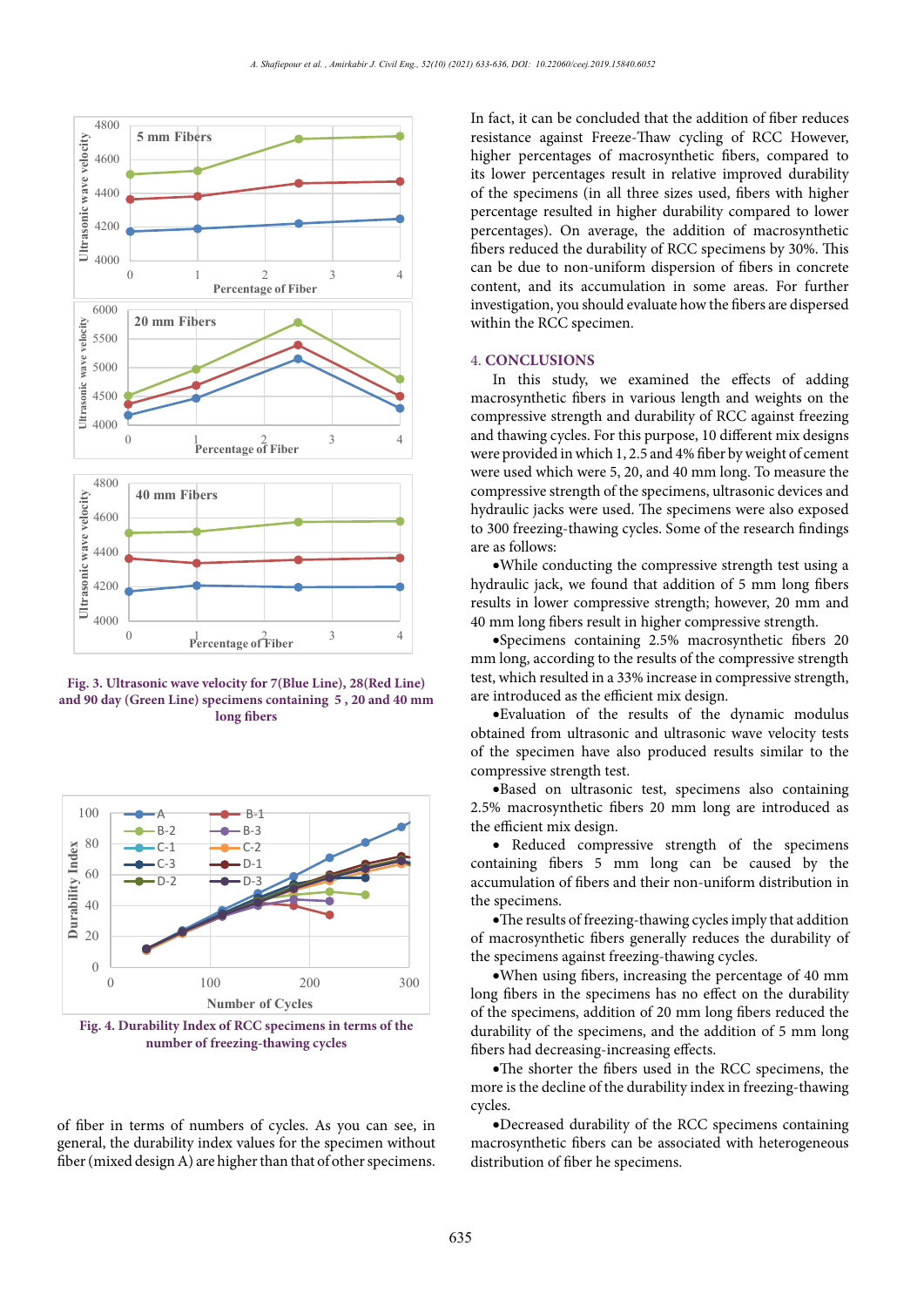Fig. 3. Ultrasonic wave velocity for 7(Blue Line), 28(Red Line) and 90 day (Green Line) specimens containing 5 , 20 and 40 mm long fibers

Fig. 4. Durability Index of RCC specimens in terms of the number of freezing-thawing cycles

of fiber in terms of numbers of cycles. As you can see, in general, the durability index values for the specimen without fiber (mixed design A) are higher than that of other specimens.

In fact, it can be concluded that the addition of fiber reduces resistance against Freeze-Thaw cycling of RCC However, higher percentages of macrosynthetic fibers, compared to its lower percentages result in relative improved durability of the specimens (in all three sizes used, fibers with higher percentage resulted in higher durability compared to lower percentages). On average, the addition of macrosynthetic fibers reduced the durability of RCC specimens by 30%. This can be due to non-uniform dispersion of fibers in concrete content, and its accumulation in some areas. For further investigation, you should evaluate how the fibers are dispersed within the RCC specimen.

## 4. CONCLUSIONS

In this study, we examined the effects of adding macrosynthetic fibers in various length and weights on the compressive strength and durability of RCC against freezing and thawing cycles. For this purpose, 10 different mix designs were provided in which 1, 2.5 and 4% fiber by weight of cement were used which were 5, 20, and 40 mm long. To measure the compressive strength of the specimens, ultrasonic devices and hydraulic jacks were used. The specimens were also exposed to 300 freezing-thawing cycles. Some of the research findings are as follows:

- While conducting the compressive strength test using a hydraulic jack, we found that addition of 5 mm long fibers results in lower compressive strength; however, 20 mm and 40 mm long fibers result in higher compressive strength.
- Specimens containing 2.5% macrosynthetic fibers 20 mm long, according to the results of the compressive strength test, which resulted in a 33% increase in compressive strength, are introduced as the efficient mix design.
- Evaluation of the results of the dynamic modulus obtained from ultrasonic and ultrasonic wave velocity tests of the specimen have also produced results similar to the compressive strength test.
- Based on ultrasonic test, specimens also containing 2.5% macrosynthetic fibers 20 mm long are introduced as the efficient mix design.
- Reduced compressive strength of the specimens containing fibers 5 mm long can be caused by the accumulation of fibers and their non-uniform distribution in the specimens.
- The results of freezing-thawing cycles imply that addition of macrosynthetic fibers generally reduces the durability of the specimens against freezing-thawing cycles.
- When using fibers, increasing the percentage of 40 mm long fibers in the specimens has no effect on the durability of the specimens, addition of 20 mm long fibers reduced the durability of the specimens, and the addition of 5 mm long fibers had decreasing-increasing effects.
- The shorter the fibers used in the RCC specimens, the more is the decline of the durability index in freezing-thawing cycles.
- Decreased durability of the RCC specimens containing macrosynthetic fibers can be associated with heterogeneous distribution of fiber he specimens.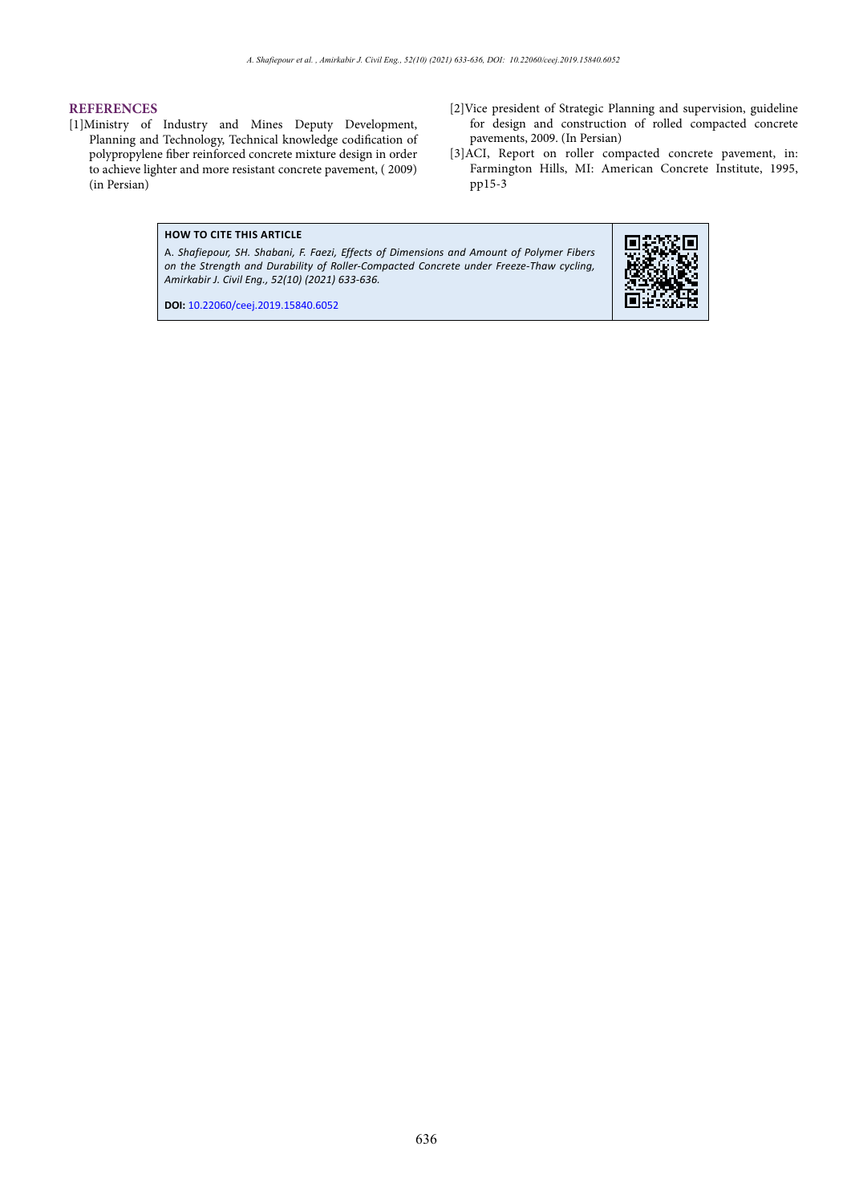## REFERENCES

[1]Ministry of Industry and Mines Deputy Development, Planning and Technology, Technical knowledge codification of polypropylene fiber reinforced concrete mixture design in order to achieve lighter and more resistant concrete pavement, ( 2009) (in Persian)

[2]Vice president of Strategic Planning and supervision, guideline for design and construction of rolled compacted concrete pavements, 2009. (In Persian)

[3]ACI, Report on roller compacted concrete pavement, in: Farmington Hills, MI: American Concrete Institute, 1995, pp15-3

**HOW TO CITE THIS ARTICLE**

A. *Shafiepour, SH. Shabani, F. Faezi, Effects of Dimensions and Amount of Polymer Fibers on the Strength and Durability of Roller-Compacted Concrete under Freeze-Thaw cycling, Amirkabir J. Civil Eng., 52(10) (2021) 633-636.*

**DOI:** 10.22060/ceej.2019.15840.6052